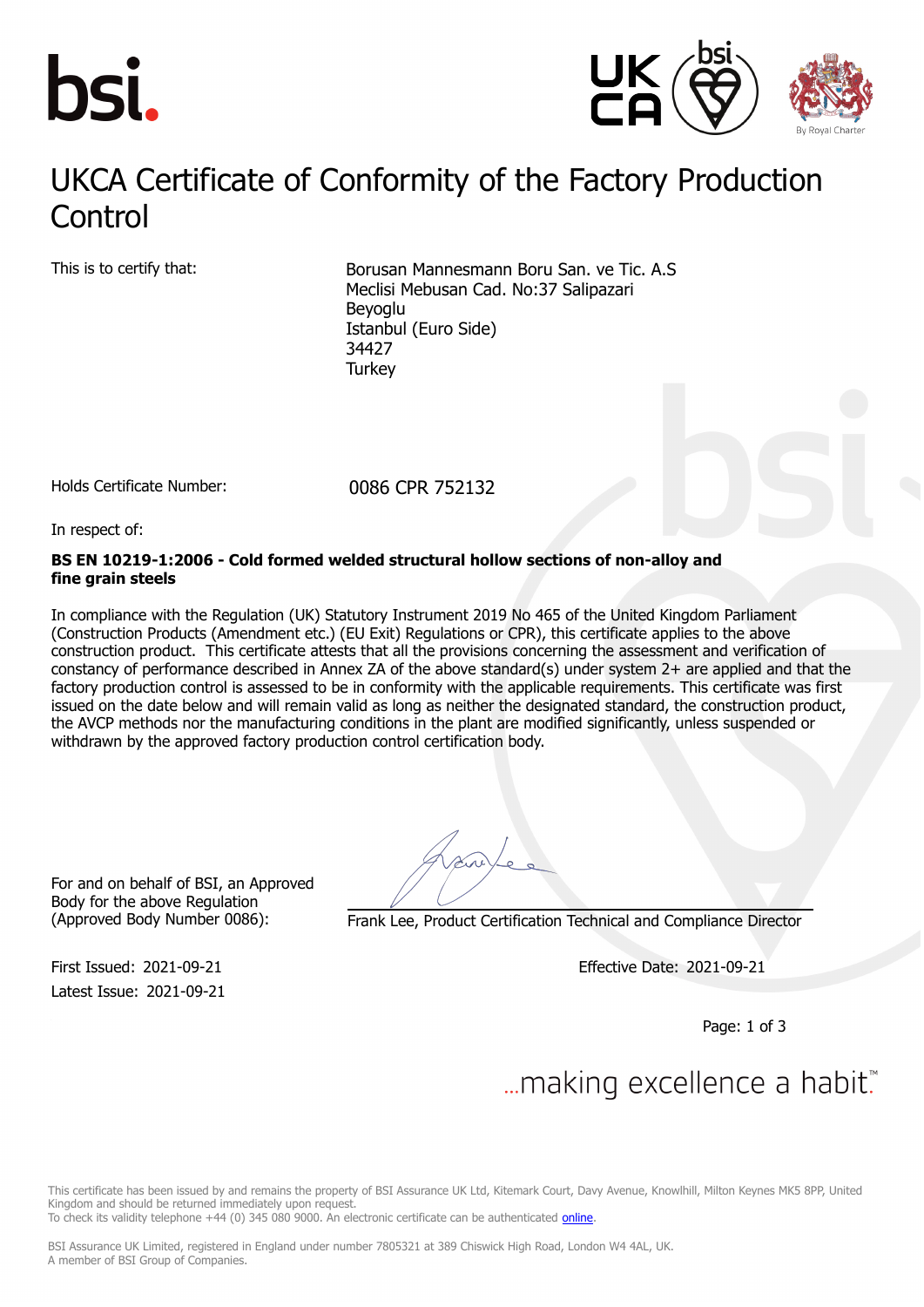# UKCA Certificate of Conformity of the Factory Production Control

This is to certify that:

Borusan Mannesmann Boru San. ve Tic. A.S
Meclisi Mebusan Cad. No:37 Salipazari
Beyoglu
Istanbul (Euro Side)
34427
Turkey

Holds Certificate Number: 0086 CPR 752132

In respect of:

**BS EN 10219-1:2006 - Cold formed welded structural hollow sections of non-alloy and fine grain steels**

In compliance with the Regulation (UK) Statutory Instrument 2019 No 465 of the United Kingdom Parliament (Construction Products (Amendment etc.) (EU Exit) Regulations or CPR), this certificate applies to the above construction product. This certificate attests that all the provisions concerning the assessment and verification of constancy of performance described in Annex ZA of the above standard(s) under system 2+ are applied and that the factory production control is assessed to be in conformity with the applicable requirements. This certificate was first issued on the date below and will remain valid as long as neither the designated standard, the construction product, the AVCP methods nor the manufacturing conditions in the plant are modified significantly, unless suspended or withdrawn by the approved factory production control certification body.

For and on behalf of BSI, an Approved Body for the above Regulation (Approved Body Number 0086):

Frank Lee, Product Certification Technical and Compliance Director

First Issued: 2021-09-21
Latest Issue: 2021-09-21

Effective Date: 2021-09-21

...making excellence a habit.™

This certificate has been issued by and remains the property of BSI Assurance UK Ltd, Kitemark Court, Davy Avenue, Knowlhill, Milton Keynes MK5 8PP, United Kingdom and should be returned immediately upon request.
To check its validity telephone +44 (0) 345 080 9000. An electronic certificate can be authenticated online.

BSI Assurance UK Limited, registered in England under number 7805321 at 389 Chiswick High Road, London W4 4AL, UK.
A member of BSI Group of Companies.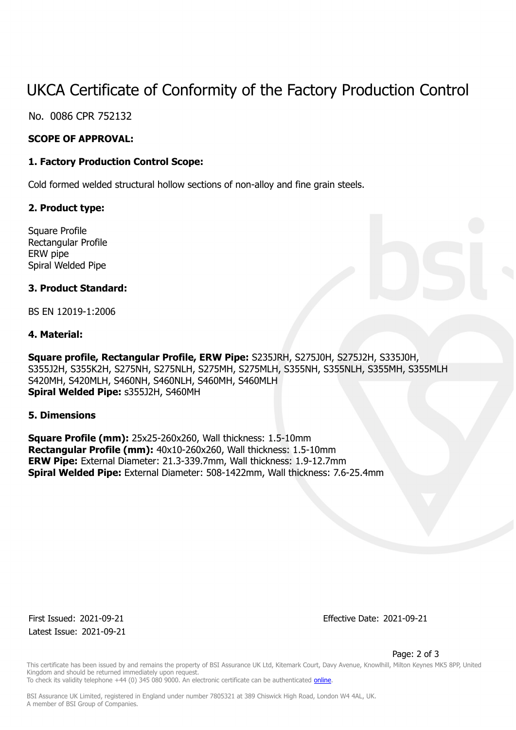# UKCA Certificate of Conformity of the Factory Production Control

No. 0086 CPR 752132

**SCOPE OF APPROVAL:**

**1. Factory Production Control Scope:**

Cold formed welded structural hollow sections of non-alloy and fine grain steels.

**2. Product type:**

Square Profile
Rectangular Profile
ERW pipe
Spiral Welded Pipe

**3. Product Standard:**

BS EN 12019-1:2006

**4. Material:**

**Square profile, Rectangular Profile, ERW Pipe:** S235JRH, S275J0H, S275J2H, S335J0H, S355J2H, S355K2H, S275NH, S275NLH, S275MH, S275MLH, S355NH, S355NLH, S355MH, S355MLH S420MH, S420MLH, S460NH, S460NLH, S460MH, S460MLH
**Spiral Welded Pipe:** s355J2H, S460MH

**5. Dimensions**

**Square Profile (mm):** 25x25-260x260, Wall thickness: 1.5-10mm
**Rectangular Profile (mm):** 40x10-260x260, Wall thickness: 1.5-10mm
**ERW Pipe:** External Diameter: 21.3-339.7mm, Wall thickness: 1.9-12.7mm
**Spiral Welded Pipe:** External Diameter: 508-1422mm, Wall thickness: 7.6-25.4mm

First Issued: 2021-09-21
Latest Issue: 2021-09-21

Effective Date: 2021-09-21

This certificate has been issued by and remains the property of BSI Assurance UK Ltd, Kitemark Court, Davy Avenue, Knowlhill, Milton Keynes MK5 8PP, United Kingdom and should be returned immediately upon request.
To check its validity telephone +44 (0) 345 080 9000. An electronic certificate can be authenticated online.

BSI Assurance UK Limited, registered in England under number 7805321 at 389 Chiswick High Road, London W4 4AL, UK.
A member of BSI Group of Companies.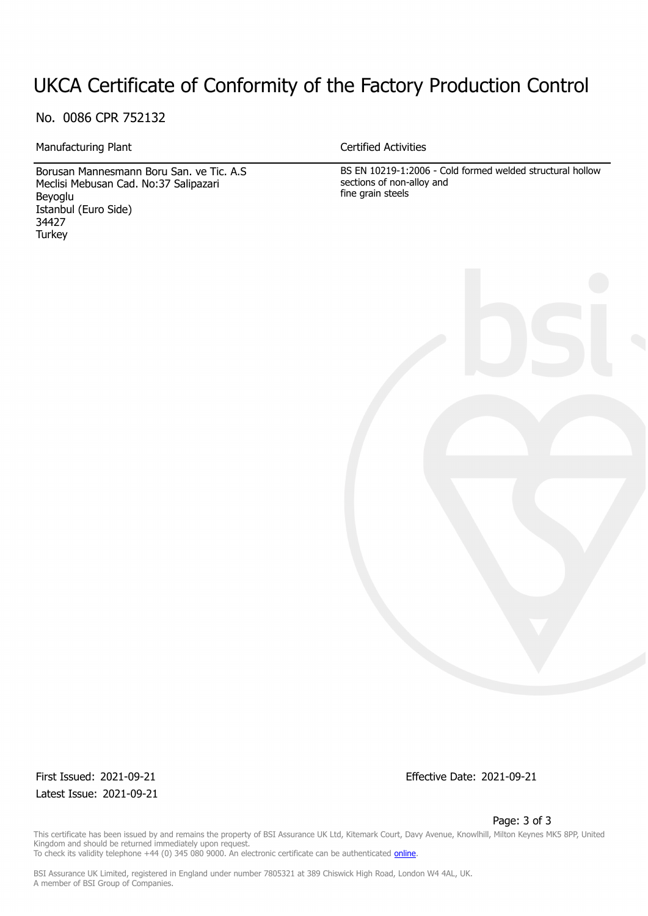# UKCA Certificate of Conformity of the Factory Production Control

No. 0086 CPR 752132

| Manufacturing Plant | Certified Activities |
| --- | --- |
| Borusan Mannesmann Boru San. ve Tic. A.S<br>Meclisi Mebusan Cad. No:37 Salipazari<br>Beyoglu<br>Istanbul (Euro Side)<br>34427<br>Turkey | BS EN 10219-1:2006 - Cold formed welded structural hollow sections of non-alloy and fine grain steels |

First Issued: 2021-09-21

Latest Issue: 2021-09-21

Effective Date: 2021-09-21

This certificate has been issued by and remains the property of BSI Assurance UK Ltd, Kitemark Court, Davy Avenue, Knowlhill, Milton Keynes MK5 8PP, United Kingdom and should be returned immediately upon request.
To check its validity telephone +44 (0) 345 080 9000. An electronic certificate can be authenticated online.

BSI Assurance UK Limited, registered in England under number 7805321 at 389 Chiswick High Road, London W4 4AL, UK.
A member of BSI Group of Companies.